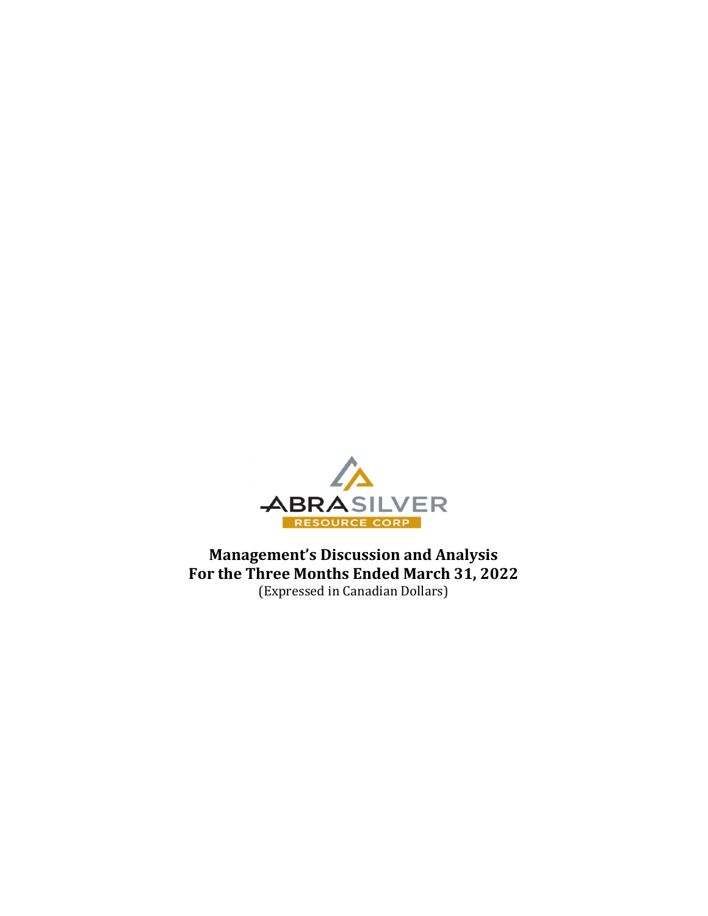ABRASILVER
RESOURCE CORP

# Management's Discussion and Analysis
# For the Three Months Ended March 31, 2022
(Expressed in Canadian Dollars)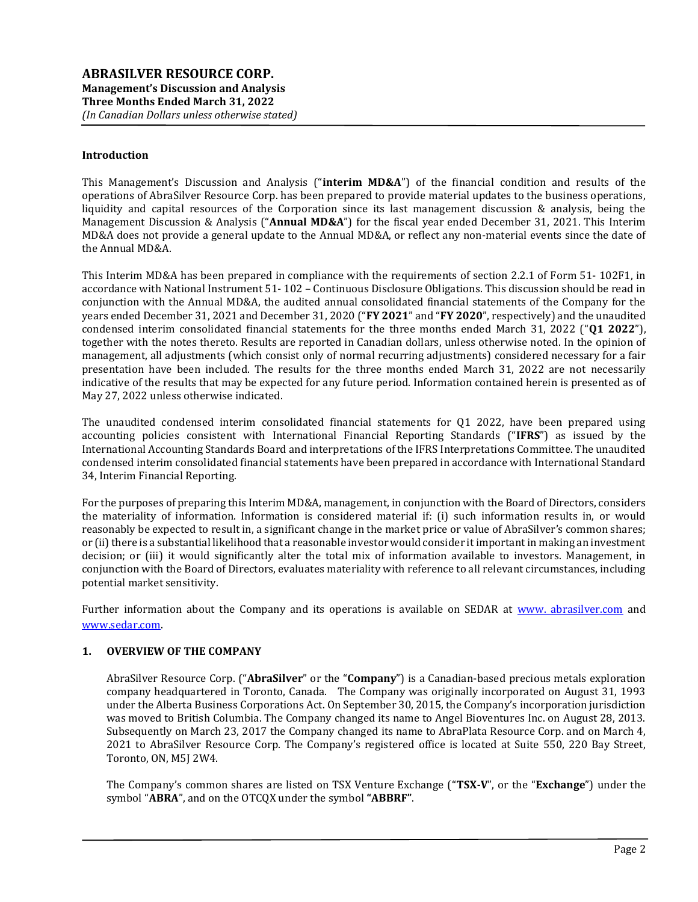## Introduction

This Management's Discussion and Analysis ("**interim MD&A**") of the financial condition and results of the operations of AbraSilver Resource Corp. has been prepared to provide material updates to the business operations, liquidity and capital resources of the Corporation since its last management discussion & analysis, being the Management Discussion & Analysis ("**Annual MD&A**") for the fiscal year ended December 31, 2021. This Interim MD&A does not provide a general update to the Annual MD&A, or reflect any non-material events since the date of the Annual MD&A.

This Interim MD&A has been prepared in compliance with the requirements of section 2.2.1 of Form 51- 102F1, in accordance with National Instrument 51- 102 – Continuous Disclosure Obligations. This discussion should be read in conjunction with the Annual MD&A, the audited annual consolidated financial statements of the Company for the years ended December 31, 2021 and December 31, 2020 ("**FY 2021**" and "**FY 2020**", respectively) and the unaudited condensed interim consolidated financial statements for the three months ended March 31, 2022 ("**Q1 2022**"), together with the notes thereto. Results are reported in Canadian dollars, unless otherwise noted. In the opinion of management, all adjustments (which consist only of normal recurring adjustments) considered necessary for a fair presentation have been included. The results for the three months ended March 31, 2022 are not necessarily indicative of the results that may be expected for any future period. Information contained herein is presented as of May 27, 2022 unless otherwise indicated.

The unaudited condensed interim consolidated financial statements for Q1 2022, have been prepared using accounting policies consistent with International Financial Reporting Standards ("**IFRS**") as issued by the International Accounting Standards Board and interpretations of the IFRS Interpretations Committee. The unaudited condensed interim consolidated financial statements have been prepared in accordance with International Standard 34, Interim Financial Reporting.

For the purposes of preparing this Interim MD&A, management, in conjunction with the Board of Directors, considers the materiality of information. Information is considered material if: (i) such information results in, or would reasonably be expected to result in, a significant change in the market price or value of AbraSilver's common shares; or (ii) there is a substantial likelihood that a reasonable investor would consider it important in making an investment decision; or (iii) it would significantly alter the total mix of information available to investors. Management, in conjunction with the Board of Directors, evaluates materiality with reference to all relevant circumstances, including potential market sensitivity.

Further information about the Company and its operations is available on SEDAR at [www. abrasilver.com](http://www.abrasilver.com) and [www.sedar.com](http://www.sedar.com).

## 1. OVERVIEW OF THE COMPANY

AbraSilver Resource Corp. ("**AbraSilver**" or the "**Company**") is a Canadian-based precious metals exploration company headquartered in Toronto, Canada. The Company was originally incorporated on August 31, 1993 under the Alberta Business Corporations Act. On September 30, 2015, the Company's incorporation jurisdiction was moved to British Columbia. The Company changed its name to Angel Bioventures Inc. on August 28, 2013. Subsequently on March 23, 2017 the Company changed its name to AbraPlata Resource Corp. and on March 4, 2021 to AbraSilver Resource Corp. The Company's registered office is located at Suite 550, 220 Bay Street, Toronto, ON, M5J 2W4.

The Company's common shares are listed on TSX Venture Exchange ("**TSX-V**", or the "**Exchange**") under the symbol "**ABRA**", and on the OTCQX under the symbol **"ABBRF"**.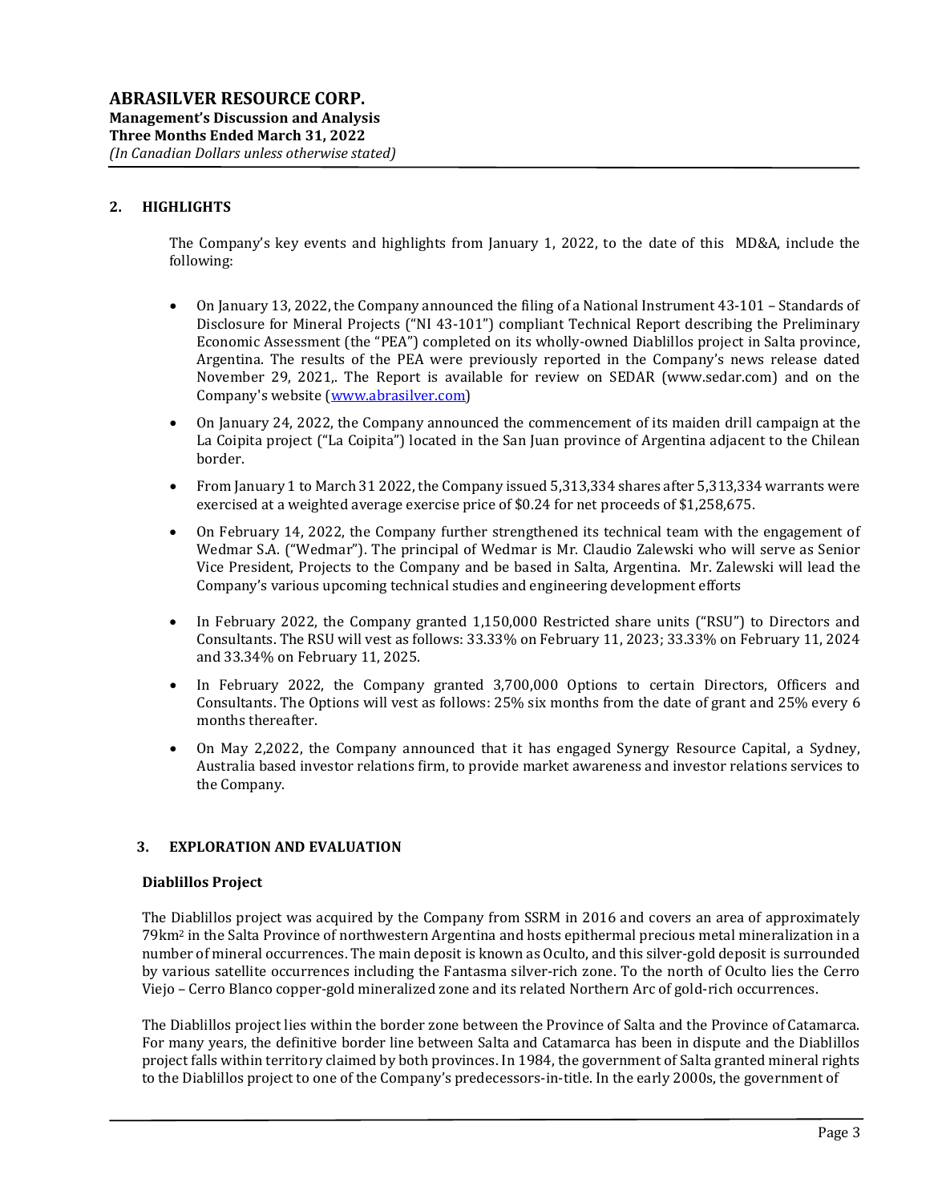## 2. HIGHLIGHTS

The Company's key events and highlights from January 1, 2022, to the date of this MD&A, include the following:

- On January 13, 2022, the Company announced the filing of a National Instrument 43-101 – Standards of Disclosure for Mineral Projects ("NI 43-101") compliant Technical Report describing the Preliminary Economic Assessment (the "PEA") completed on its wholly-owned Diablillos project in Salta province, Argentina. The results of the PEA were previously reported in the Company's news release dated November 29, 2021,. The Report is available for review on SEDAR (www.sedar.com) and on the Company's website (www.abrasilver.com)
- On January 24, 2022, the Company announced the commencement of its maiden drill campaign at the La Coipita project ("La Coipita") located in the San Juan province of Argentina adjacent to the Chilean border.
- From January 1 to March 31 2022, the Company issued 5,313,334 shares after 5,313,334 warrants were exercised at a weighted average exercise price of $0.24 for net proceeds of $1,258,675.
- On February 14, 2022, the Company further strengthened its technical team with the engagement of Wedmar S.A. ("Wedmar"). The principal of Wedmar is Mr. Claudio Zalewski who will serve as Senior Vice President, Projects to the Company and be based in Salta, Argentina. Mr. Zalewski will lead the Company's various upcoming technical studies and engineering development efforts
- In February 2022, the Company granted 1,150,000 Restricted share units ("RSU") to Directors and Consultants. The RSU will vest as follows: 33.33% on February 11, 2023; 33.33% on February 11, 2024 and 33.34% on February 11, 2025.
- In February 2022, the Company granted 3,700,000 Options to certain Directors, Officers and Consultants. The Options will vest as follows: 25% six months from the date of grant and 25% every 6 months thereafter.
- On May 2,2022, the Company announced that it has engaged Synergy Resource Capital, a Sydney, Australia based investor relations firm, to provide market awareness and investor relations services to the Company.

## 3. EXPLORATION AND EVALUATION

### Diablillos Project

The Diablillos project was acquired by the Company from SSRM in 2016 and covers an area of approximately 79km$^2$ in the Salta Province of northwestern Argentina and hosts epithermal precious metal mineralization in a number of mineral occurrences. The main deposit is known as Oculto, and this silver-gold deposit is surrounded by various satellite occurrences including the Fantasma silver-rich zone. To the north of Oculto lies the Cerro Viejo – Cerro Blanco copper-gold mineralized zone and its related Northern Arc of gold-rich occurrences.

The Diablillos project lies within the border zone between the Province of Salta and the Province of Catamarca. For many years, the definitive border line between Salta and Catamarca has been in dispute and the Diablillos project falls within territory claimed by both provinces. In 1984, the government of Salta granted mineral rights to the Diablillos project to one of the Company's predecessors-in-title. In the early 2000s, the government of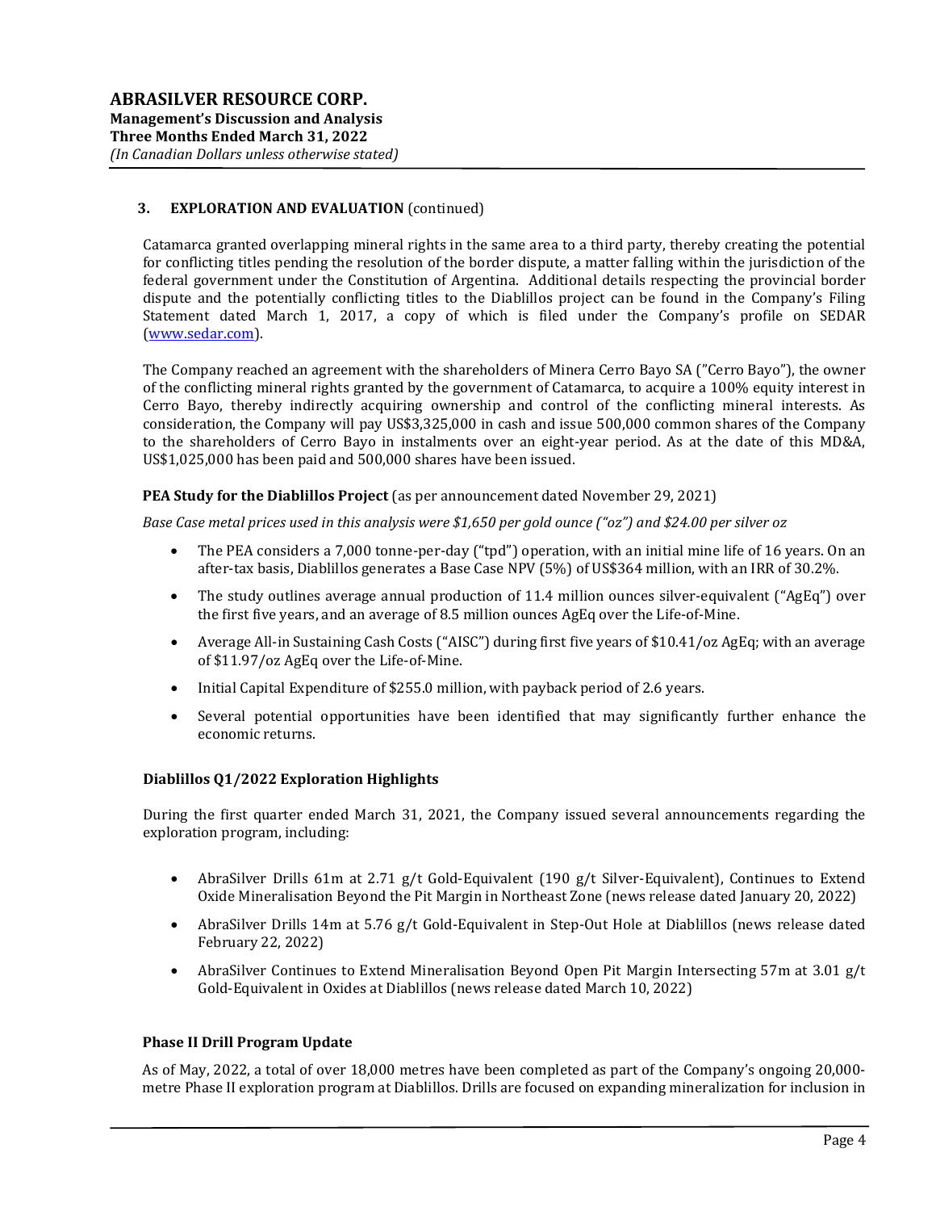## 3. EXPLORATION AND EVALUATION (continued)

Catamarca granted overlapping mineral rights in the same area to a third party, thereby creating the potential for conflicting titles pending the resolution of the border dispute, a matter falling within the jurisdiction of the federal government under the Constitution of Argentina. Additional details respecting the provincial border dispute and the potentially conflicting titles to the Diablillos project can be found in the Company's Filing Statement dated March 1, 2017, a copy of which is filed under the Company's profile on SEDAR (www.sedar.com).

The Company reached an agreement with the shareholders of Minera Cerro Bayo SA ("Cerro Bayo"), the owner of the conflicting mineral rights granted by the government of Catamarca, to acquire a 100% equity interest in Cerro Bayo, thereby indirectly acquiring ownership and control of the conflicting mineral interests. As consideration, the Company will pay US$3,325,000 in cash and issue 500,000 common shares of the Company to the shareholders of Cerro Bayo in instalments over an eight-year period. As at the date of this MD&A, US$1,025,000 has been paid and 500,000 shares have been issued.

**PEA Study for the Diablillos Project** (as per announcement dated November 29, 2021)

*Base Case metal prices used in this analysis were $1,650 per gold ounce ("oz") and $24.00 per silver oz*

- The PEA considers a 7,000 tonne-per-day ("tpd") operation, with an initial mine life of 16 years. On an after-tax basis, Diablillos generates a Base Case NPV (5%) of US$364 million, with an IRR of 30.2%.
- The study outlines average annual production of 11.4 million ounces silver-equivalent ("AgEq") over the first five years, and an average of 8.5 million ounces AgEq over the Life-of-Mine.
- Average All-in Sustaining Cash Costs ("AISC") during first five years of $10.41/oz AgEq; with an average of $11.97/oz AgEq over the Life-of-Mine.
- Initial Capital Expenditure of $255.0 million, with payback period of 2.6 years.
- Several potential opportunities have been identified that may significantly further enhance the economic returns.

**Diablillos Q1/2022 Exploration Highlights**

During the first quarter ended March 31, 2021, the Company issued several announcements regarding the exploration program, including:

- AbraSilver Drills 61m at 2.71 g/t Gold-Equivalent (190 g/t Silver-Equivalent), Continues to Extend Oxide Mineralisation Beyond the Pit Margin in Northeast Zone (news release dated January 20, 2022)
- AbraSilver Drills 14m at 5.76 g/t Gold-Equivalent in Step-Out Hole at Diablillos (news release dated February 22, 2022)
- AbraSilver Continues to Extend Mineralisation Beyond Open Pit Margin Intersecting 57m at 3.01 g/t Gold-Equivalent in Oxides at Diablillos (news release dated March 10, 2022)

**Phase II Drill Program Update**

As of May, 2022, a total of over 18,000 metres have been completed as part of the Company's ongoing 20,000-metre Phase II exploration program at Diablillos. Drills are focused on expanding mineralization for inclusion in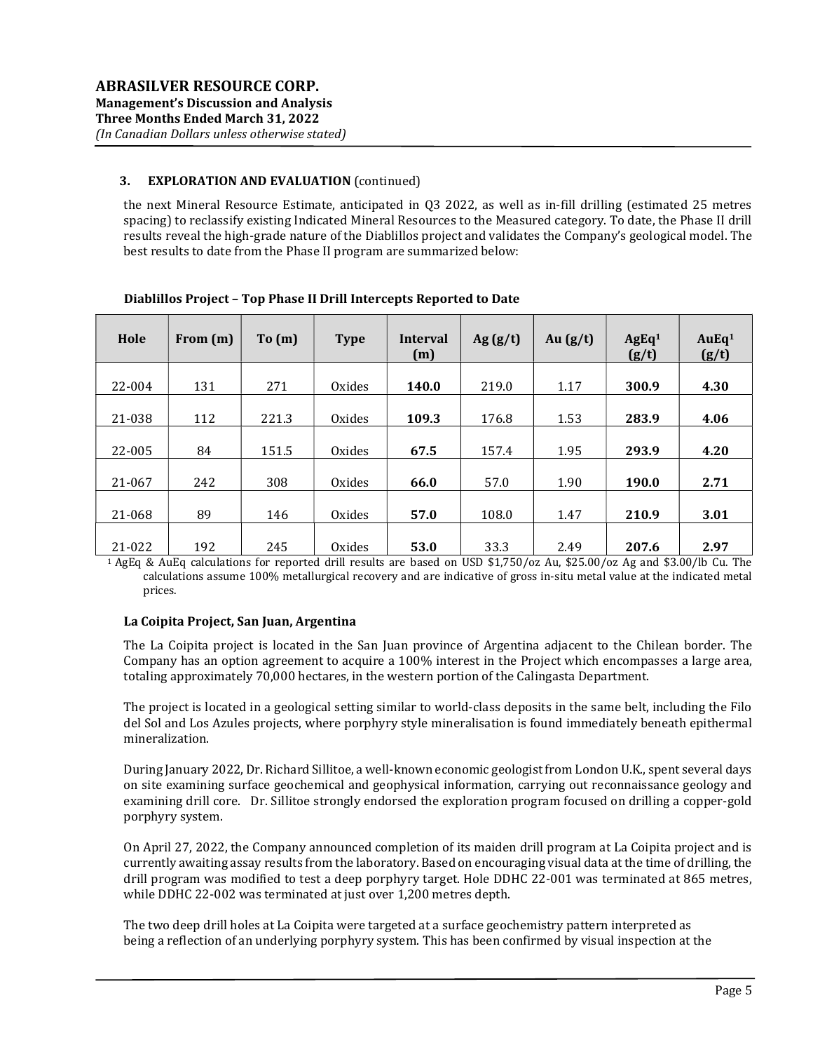### 3. EXPLORATION AND EVALUATION (continued)

the next Mineral Resource Estimate, anticipated in Q3 2022, as well as in-fill drilling (estimated 25 metres spacing) to reclassify existing Indicated Mineral Resources to the Measured category. To date, the Phase II drill results reveal the high-grade nature of the Diablillos project and validates the Company's geological model. The best results to date from the Phase II program are summarized below:

**Diablillos Project – Top Phase II Drill Intercepts Reported to Date**

| Hole | From (m) | To (m) | Type | Interval (m) | Ag (g/t) | Au (g/t) | AgEq[1] (g/t) | AuEq[1] (g/t) |
|---|---|---|---|---|---|---|---|---|
| 22-004 | 131 | 271 | Oxides | **140.0** | 219.0 | 1.17 | **300.9** | **4.30** |
| 21-038 | 112 | 221.3 | Oxides | **109.3** | 176.8 | 1.53 | **283.9** | **4.06** |
| 22-005 | 84 | 151.5 | Oxides | **67.5** | 157.4 | 1.95 | **293.9** | **4.20** |
| 21-067 | 242 | 308 | Oxides | **66.0** | 57.0 | 1.90 | **190.0** | **2.71** |
| 21-068 | 89 | 146 | Oxides | **57.0** | 108.0 | 1.47 | **210.9** | **3.01** |
| 21-022 | 192 | 245 | Oxides | **53.0** | 33.3 | 2.49 | **207.6** | **2.97** |

[1] AgEq & AuEq calculations for reported drill results are based on USD $1,750/oz Au, $25.00/oz Ag and $3.00/lb Cu. The calculations assume 100% metallurgical recovery and are indicative of gross in-situ metal value at the indicated metal prices.

**La Coipita Project, San Juan, Argentina**

The La Coipita project is located in the San Juan province of Argentina adjacent to the Chilean border. The Company has an option agreement to acquire a 100% interest in the Project which encompasses a large area, totaling approximately 70,000 hectares, in the western portion of the Calingasta Department.

The project is located in a geological setting similar to world-class deposits in the same belt, including the Filo del Sol and Los Azules projects, where porphyry style mineralisation is found immediately beneath epithermal mineralization.

During January 2022, Dr. Richard Sillitoe, a well-known economic geologist from London U.K., spent several days on site examining surface geochemical and geophysical information, carrying out reconnaissance geology and examining drill core. Dr. Sillitoe strongly endorsed the exploration program focused on drilling a copper-gold porphyry system.

On April 27, 2022, the Company announced completion of its maiden drill program at La Coipita project and is currently awaiting assay results from the laboratory. Based on encouraging visual data at the time of drilling, the drill program was modified to test a deep porphyry target. Hole DDHC 22-001 was terminated at 865 metres, while DDHC 22-002 was terminated at just over 1,200 metres depth.

The two deep drill holes at La Coipita were targeted at a surface geochemistry pattern interpreted as being a reflection of an underlying porphyry system. This has been confirmed by visual inspection at the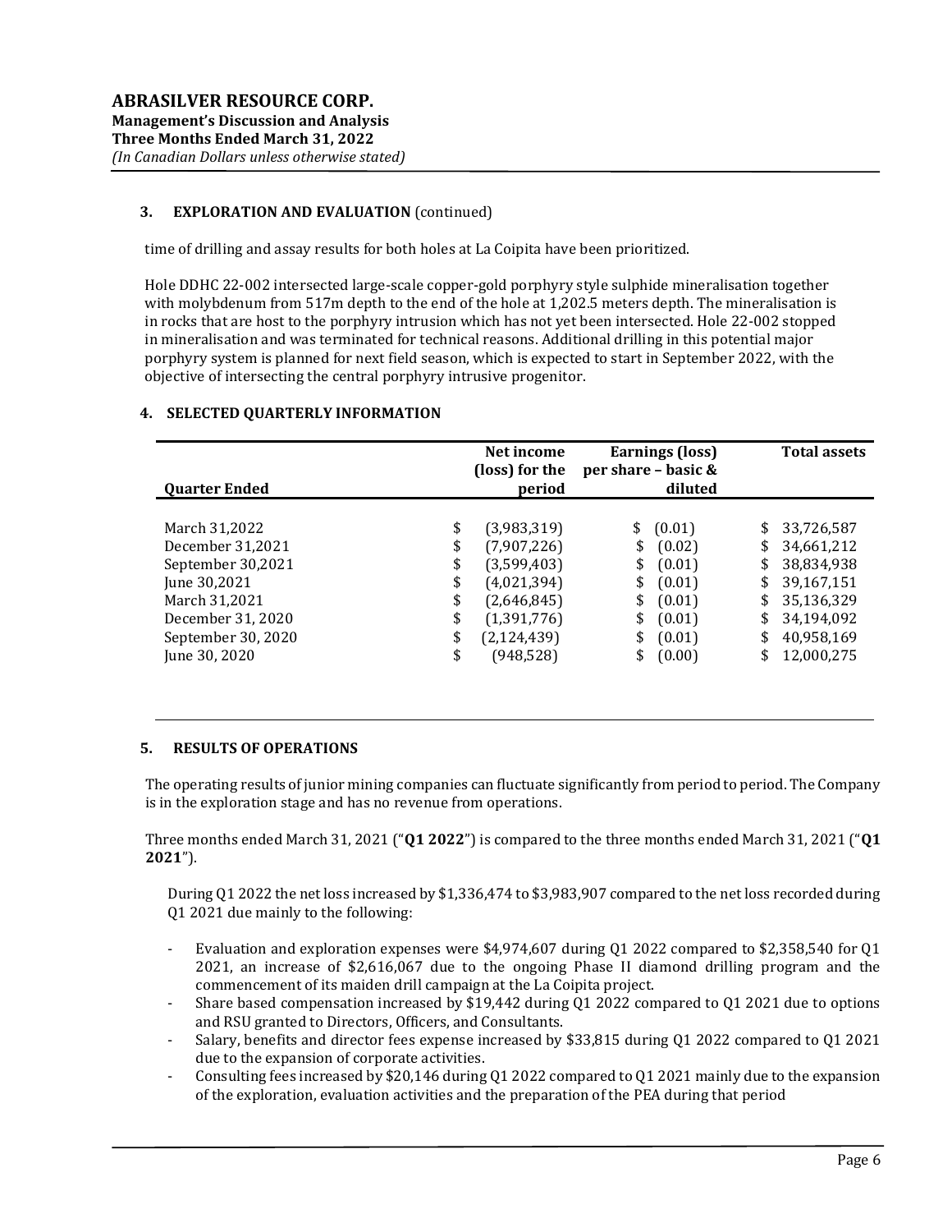## 3. EXPLORATION AND EVALUATION (continued)

time of drilling and assay results for both holes at La Coipita have been prioritized.

Hole DDHC 22-002 intersected large-scale copper-gold porphyry style sulphide mineralisation together with molybdenum from 517m depth to the end of the hole at 1,202.5 meters depth. The mineralisation is in rocks that are host to the porphyry intrusion which has not yet been intersected. Hole 22-002 stopped in mineralisation and was terminated for technical reasons. Additional drilling in this potential major porphyry system is planned for next field season, which is expected to start in September 2022, with the objective of intersecting the central porphyry intrusive progenitor.

## 4. SELECTED QUARTERLY INFORMATION

| Quarter Ended | Net income (loss) for the period | Earnings (loss) per share – basic & diluted | Total assets |
|---|---|---|---|
| March 31,2022 | $ (3,983,319) | $ (0.01) | $ 33,726,587 |
| December 31,2021 | $ (7,907,226) | $ (0.02) | $ 34,661,212 |
| September 30,2021 | $ (3,599,403) | $ (0.01) | $ 38,834,938 |
| June 30,2021 | $ (4,021,394) | $ (0.01) | $ 39,167,151 |
| March 31,2021 | $ (2,646,845) | $ (0.01) | $ 35,136,329 |
| December 31, 2020 | $ (1,391,776) | $ (0.01) | $ 34,194,092 |
| September 30, 2020 | $ (2,124,439) | $ (0.01) | $ 40,958,169 |
| June 30, 2020 | $ (948,528) | $ (0.00) | $ 12,000,275 |

## 5. RESULTS OF OPERATIONS

The operating results of junior mining companies can fluctuate significantly from period to period. The Company is in the exploration stage and has no revenue from operations.

Three months ended March 31, 2021 ("**Q1 2022**") is compared to the three months ended March 31, 2021 ("**Q1 2021**").

During Q1 2022 the net loss increased by $1,336,474 to $3,983,907 compared to the net loss recorded during Q1 2021 due mainly to the following:

- Evaluation and exploration expenses were $4,974,607 during Q1 2022 compared to $2,358,540 for Q1 2021, an increase of $2,616,067 due to the ongoing Phase II diamond drilling program and the commencement of its maiden drill campaign at the La Coipita project.
- Share based compensation increased by $19,442 during Q1 2022 compared to Q1 2021 due to options and RSU granted to Directors, Officers, and Consultants.
- Salary, benefits and director fees expense increased by $33,815 during Q1 2022 compared to Q1 2021 due to the expansion of corporate activities.
- Consulting fees increased by $20,146 during Q1 2022 compared to Q1 2021 mainly due to the expansion of the exploration, evaluation activities and the preparation of the PEA during that period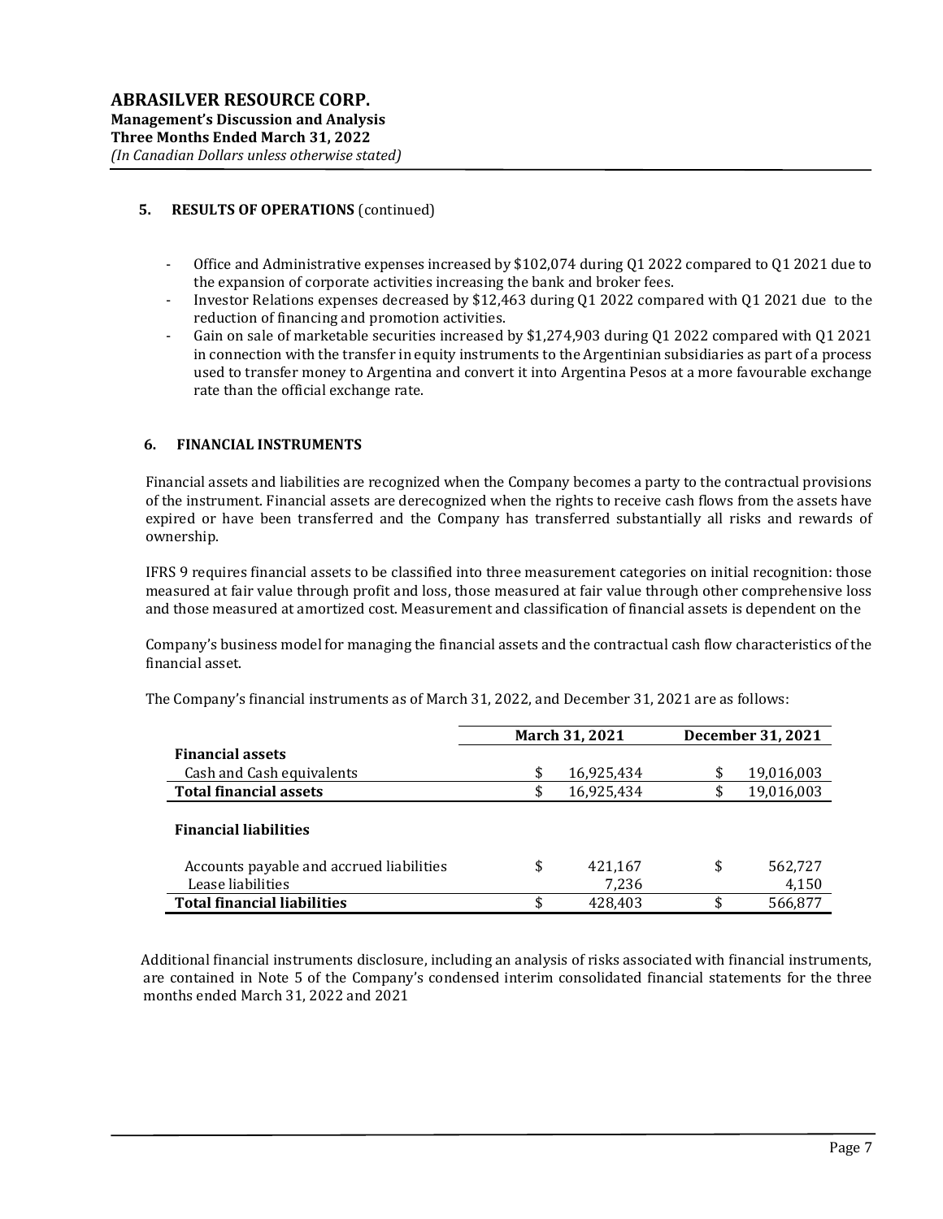## 5. RESULTS OF OPERATIONS (continued)

- Office and Administrative expenses increased by $102,074 during Q1 2022 compared to Q1 2021 due to the expansion of corporate activities increasing the bank and broker fees.
- Investor Relations expenses decreased by $12,463 during Q1 2022 compared with Q1 2021 due to the reduction of financing and promotion activities.
- Gain on sale of marketable securities increased by $1,274,903 during Q1 2022 compared with Q1 2021 in connection with the transfer in equity instruments to the Argentinian subsidiaries as part of a process used to transfer money to Argentina and convert it into Argentina Pesos at a more favourable exchange rate than the official exchange rate.

## 6. FINANCIAL INSTRUMENTS

Financial assets and liabilities are recognized when the Company becomes a party to the contractual provisions of the instrument. Financial assets are derecognized when the rights to receive cash flows from the assets have expired or have been transferred and the Company has transferred substantially all risks and rewards of ownership.

IFRS 9 requires financial assets to be classified into three measurement categories on initial recognition: those measured at fair value through profit and loss, those measured at fair value through other comprehensive loss and those measured at amortized cost. Measurement and classification of financial assets is dependent on the

Company's business model for managing the financial assets and the contractual cash flow characteristics of the financial asset.

The Company's financial instruments as of March 31, 2022, and December 31, 2021 are as follows:

| | March 31, 2021 | December 31, 2021 |
|---|---|---|
| **Financial assets** | | |
| Cash and Cash equivalents | $ 16,925,434 | $ 19,016,003 |
| **Total financial assets** | $ 16,925,434 | $ 19,016,003 |
| **Financial liabilities** | | |
| Accounts payable and accrued liabilities | $ 421,167 | $ 562,727 |
| Lease liabilities | 7,236 | 4,150 |
| **Total financial liabilities** | $ 428,403 | $ 566,877 |

Additional financial instruments disclosure, including an analysis of risks associated with financial instruments, are contained in Note 5 of the Company's condensed interim consolidated financial statements for the three months ended March 31, 2022 and 2021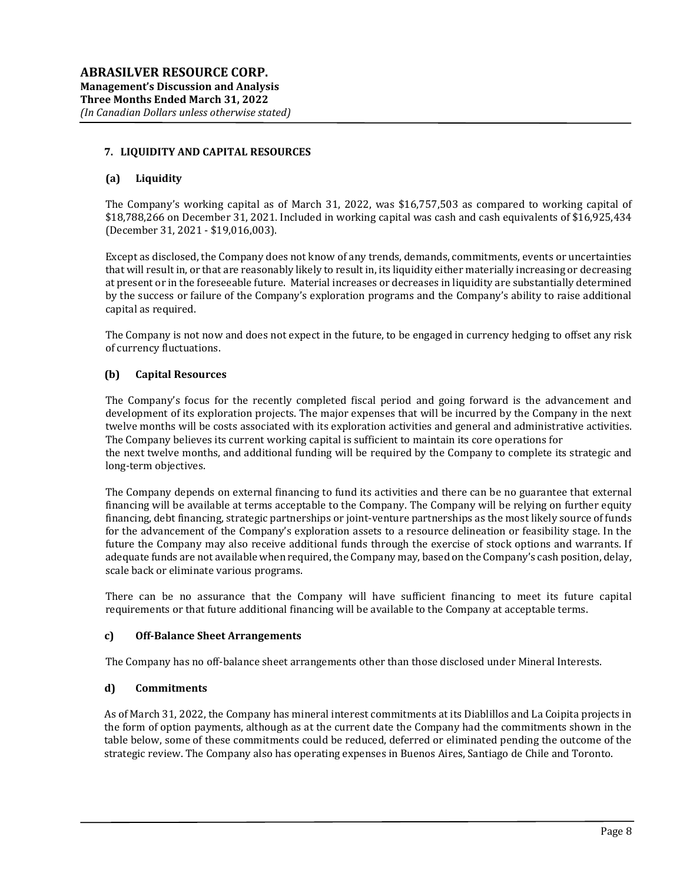## 7. LIQUIDITY AND CAPITAL RESOURCES

### (a) Liquidity

The Company's working capital as of March 31, 2022, was $16,757,503 as compared to working capital of $18,788,266 on December 31, 2021. Included in working capital was cash and cash equivalents of $16,925,434 (December 31, 2021 - $19,016,003).

Except as disclosed, the Company does not know of any trends, demands, commitments, events or uncertainties that will result in, or that are reasonably likely to result in, its liquidity either materially increasing or decreasing at present or in the foreseeable future. Material increases or decreases in liquidity are substantially determined by the success or failure of the Company's exploration programs and the Company's ability to raise additional capital as required.

The Company is not now and does not expect in the future, to be engaged in currency hedging to offset any risk of currency fluctuations.

### (b) Capital Resources

The Company's focus for the recently completed fiscal period and going forward is the advancement and development of its exploration projects. The major expenses that will be incurred by the Company in the next twelve months will be costs associated with its exploration activities and general and administrative activities. The Company believes its current working capital is sufficient to maintain its core operations for the next twelve months, and additional funding will be required by the Company to complete its strategic and long-term objectives.

The Company depends on external financing to fund its activities and there can be no guarantee that external financing will be available at terms acceptable to the Company. The Company will be relying on further equity financing, debt financing, strategic partnerships or joint-venture partnerships as the most likely source of funds for the advancement of the Company's exploration assets to a resource delineation or feasibility stage. In the future the Company may also receive additional funds through the exercise of stock options and warrants. If adequate funds are not available when required, the Company may, based on the Company's cash position, delay, scale back or eliminate various programs.

There can be no assurance that the Company will have sufficient financing to meet its future capital requirements or that future additional financing will be available to the Company at acceptable terms.

### c) Off-Balance Sheet Arrangements

The Company has no off-balance sheet arrangements other than those disclosed under Mineral Interests.

### d) Commitments

As of March 31, 2022, the Company has mineral interest commitments at its Diablillos and La Coipita projects in the form of option payments, although as at the current date the Company had the commitments shown in the table below, some of these commitments could be reduced, deferred or eliminated pending the outcome of the strategic review. The Company also has operating expenses in Buenos Aires, Santiago de Chile and Toronto.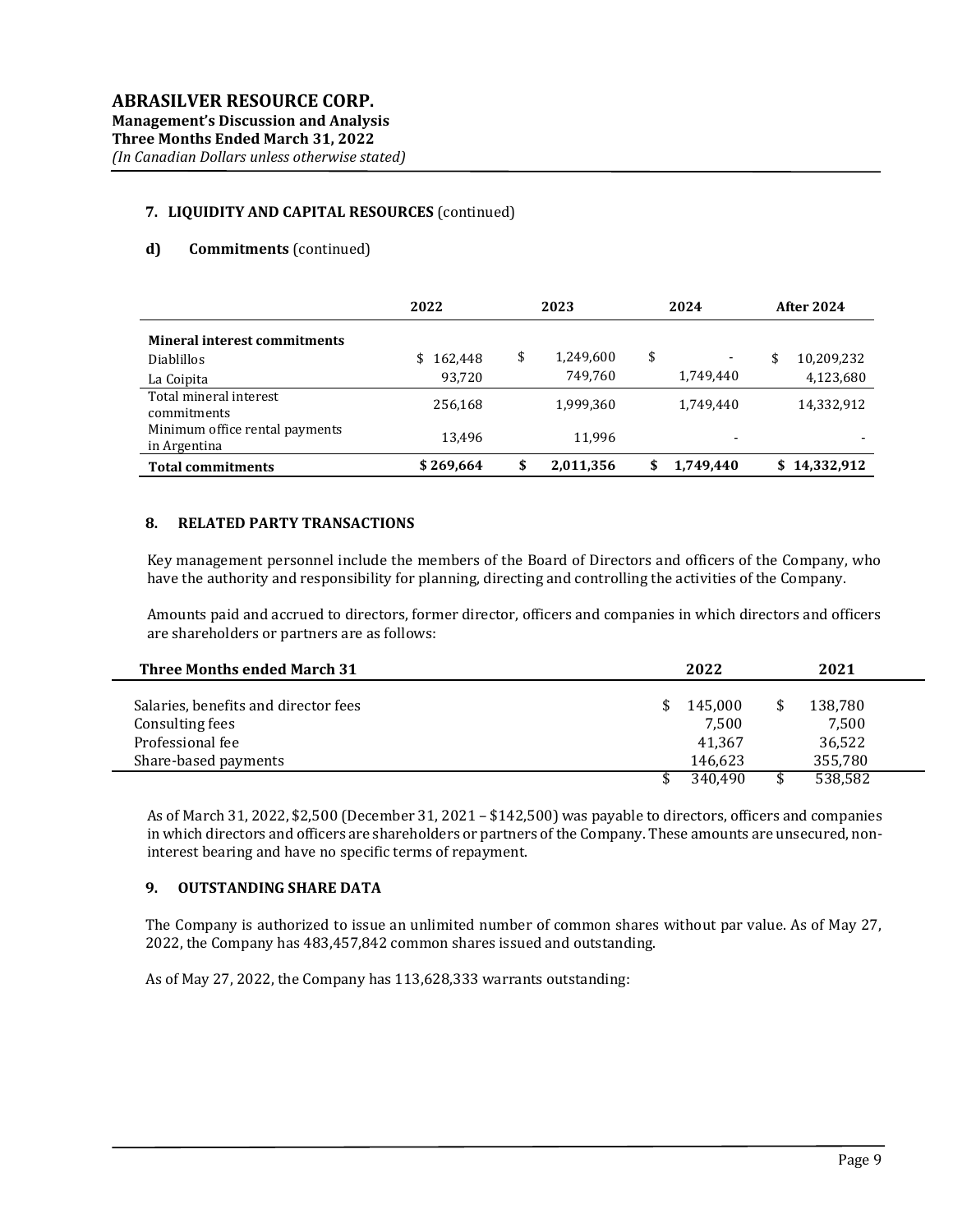### 7. LIQUIDITY AND CAPITAL RESOURCES (continued)

#### d) Commitments (continued)

| | 2022 | 2023 | 2024 | After 2024 |
|---|---|---|---|---|
| **Mineral interest commitments** | | | | |
| Diablillos | $ 162,448 | $ 1,249,600 | $ - | $ 10,209,232 |
| La Coipita | 93,720 | 749,760 | 1,749,440 | 4,123,680 |
| Total mineral interest commitments | 256,168 | 1,999,360 | 1,749,440 | 14,332,912 |
| Minimum office rental payments in Argentina | 13,496 | 11,996 | - | - |
| **Total commitments** | **$ 269,664** | **$ 2,011,356** | **$ 1,749,440** | **$ 14,332,912** |

### 8. RELATED PARTY TRANSACTIONS

Key management personnel include the members of the Board of Directors and officers of the Company, who have the authority and responsibility for planning, directing and controlling the activities of the Company.

Amounts paid and accrued to directors, former director, officers and companies in which directors and officers are shareholders or partners are as follows:

| Three Months ended March 31 | 2022 | 2021 |
|---|---|---|
| Salaries, benefits and director fees | $ 145,000 | $ 138,780 |
| Consulting fees | 7,500 | 7,500 |
| Professional fee | 41,367 | 36,522 |
| Share-based payments | 146,623 | 355,780 |
| | $ 340,490 | $ 538,582 |

As of March 31, 2022, $2,500 (December 31, 2021 – $142,500) was payable to directors, officers and companies in which directors and officers are shareholders or partners of the Company. These amounts are unsecured, non-interest bearing and have no specific terms of repayment.

### 9. OUTSTANDING SHARE DATA

The Company is authorized to issue an unlimited number of common shares without par value. As of May 27, 2022, the Company has 483,457,842 common shares issued and outstanding.

As of May 27, 2022, the Company has 113,628,333 warrants outstanding: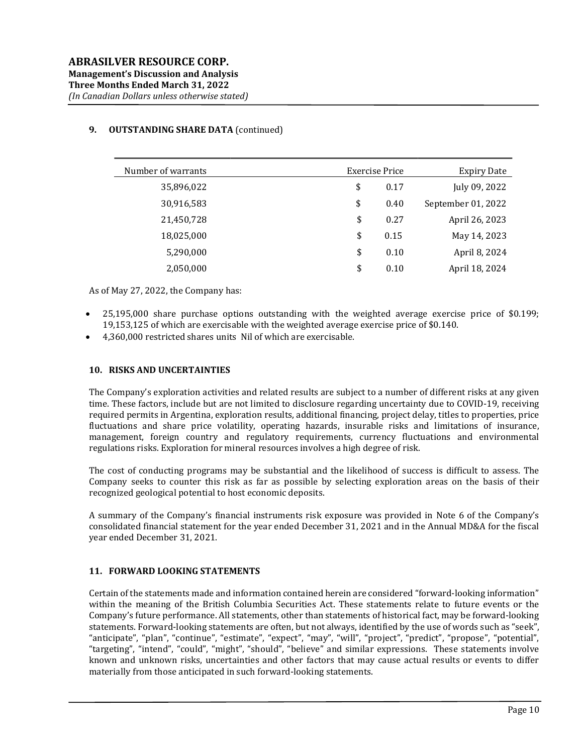## 9. OUTSTANDING SHARE DATA (continued)

| Number of warrants | Exercise Price | Expiry Date |
|---|---|---|
| 35,896,022 | $ 0.17 | July 09, 2022 |
| 30,916,583 | $ 0.40 | September 01, 2022 |
| 21,450,728 | $ 0.27 | April 26, 2023 |
| 18,025,000 | $ 0.15 | May 14, 2023 |
| 5,290,000 | $ 0.10 | April 8, 2024 |
| 2,050,000 | $ 0.10 | April 18, 2024 |

As of May 27, 2022, the Company has:

- 25,195,000 share purchase options outstanding with the weighted average exercise price of $0.199; 19,153,125 of which are exercisable with the weighted average exercise price of $0.140.
- 4,360,000 restricted shares units Nil of which are exercisable.

## 10. RISKS AND UNCERTAINTIES

The Company's exploration activities and related results are subject to a number of different risks at any given time. These factors, include but are not limited to disclosure regarding uncertainty due to COVID-19, receiving required permits in Argentina, exploration results, additional financing, project delay, titles to properties, price fluctuations and share price volatility, operating hazards, insurable risks and limitations of insurance, management, foreign country and regulatory requirements, currency fluctuations and environmental regulations risks. Exploration for mineral resources involves a high degree of risk.

The cost of conducting programs may be substantial and the likelihood of success is difficult to assess. The Company seeks to counter this risk as far as possible by selecting exploration areas on the basis of their recognized geological potential to host economic deposits.

A summary of the Company's financial instruments risk exposure was provided in Note 6 of the Company's consolidated financial statement for the year ended December 31, 2021 and in the Annual MD&A for the fiscal year ended December 31, 2021.

## 11. FORWARD LOOKING STATEMENTS

Certain of the statements made and information contained herein are considered "forward-looking information" within the meaning of the British Columbia Securities Act. These statements relate to future events or the Company's future performance. All statements, other than statements of historical fact, may be forward-looking statements. Forward-looking statements are often, but not always, identified by the use of words such as "seek", "anticipate", "plan", "continue", "estimate", "expect", "may", "will", "project", "predict", "propose", "potential", "targeting", "intend", "could", "might", "should", "believe" and similar expressions. These statements involve known and unknown risks, uncertainties and other factors that may cause actual results or events to differ materially from those anticipated in such forward-looking statements.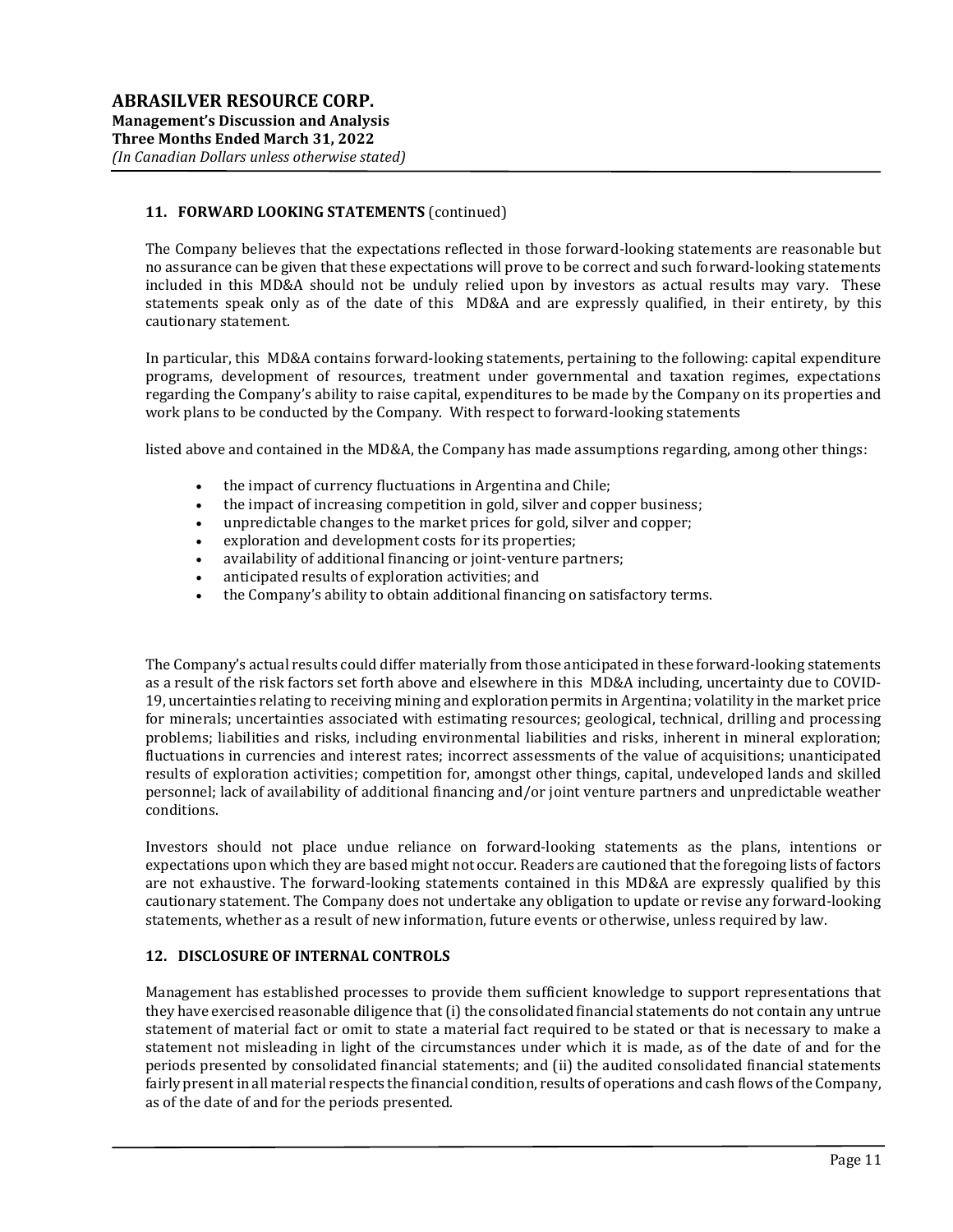## 11. FORWARD LOOKING STATEMENTS (continued)

The Company believes that the expectations reflected in those forward-looking statements are reasonable but no assurance can be given that these expectations will prove to be correct and such forward-looking statements included in this MD&A should not be unduly relied upon by investors as actual results may vary. These statements speak only as of the date of this MD&A and are expressly qualified, in their entirety, by this cautionary statement.

In particular, this MD&A contains forward-looking statements, pertaining to the following: capital expenditure programs, development of resources, treatment under governmental and taxation regimes, expectations regarding the Company's ability to raise capital, expenditures to be made by the Company on its properties and work plans to be conducted by the Company. With respect to forward-looking statements

listed above and contained in the MD&A, the Company has made assumptions regarding, among other things:

- the impact of currency fluctuations in Argentina and Chile;
- the impact of increasing competition in gold, silver and copper business;
- unpredictable changes to the market prices for gold, silver and copper;
- exploration and development costs for its properties;
- availability of additional financing or joint-venture partners;
- anticipated results of exploration activities; and
- the Company's ability to obtain additional financing on satisfactory terms.

The Company's actual results could differ materially from those anticipated in these forward-looking statements as a result of the risk factors set forth above and elsewhere in this MD&A including, uncertainty due to COVID-19, uncertainties relating to receiving mining and exploration permits in Argentina; volatility in the market price for minerals; uncertainties associated with estimating resources; geological, technical, drilling and processing problems; liabilities and risks, including environmental liabilities and risks, inherent in mineral exploration; fluctuations in currencies and interest rates; incorrect assessments of the value of acquisitions; unanticipated results of exploration activities; competition for, amongst other things, capital, undeveloped lands and skilled personnel; lack of availability of additional financing and/or joint venture partners and unpredictable weather conditions.

Investors should not place undue reliance on forward-looking statements as the plans, intentions or expectations upon which they are based might not occur. Readers are cautioned that the foregoing lists of factors are not exhaustive. The forward-looking statements contained in this MD&A are expressly qualified by this cautionary statement. The Company does not undertake any obligation to update or revise any forward-looking statements, whether as a result of new information, future events or otherwise, unless required by law.

## 12. DISCLOSURE OF INTERNAL CONTROLS

Management has established processes to provide them sufficient knowledge to support representations that they have exercised reasonable diligence that (i) the consolidated financial statements do not contain any untrue statement of material fact or omit to state a material fact required to be stated or that is necessary to make a statement not misleading in light of the circumstances under which it is made, as of the date of and for the periods presented by consolidated financial statements; and (ii) the audited consolidated financial statements fairly present in all material respects the financial condition, results of operations and cash flows of the Company, as of the date of and for the periods presented.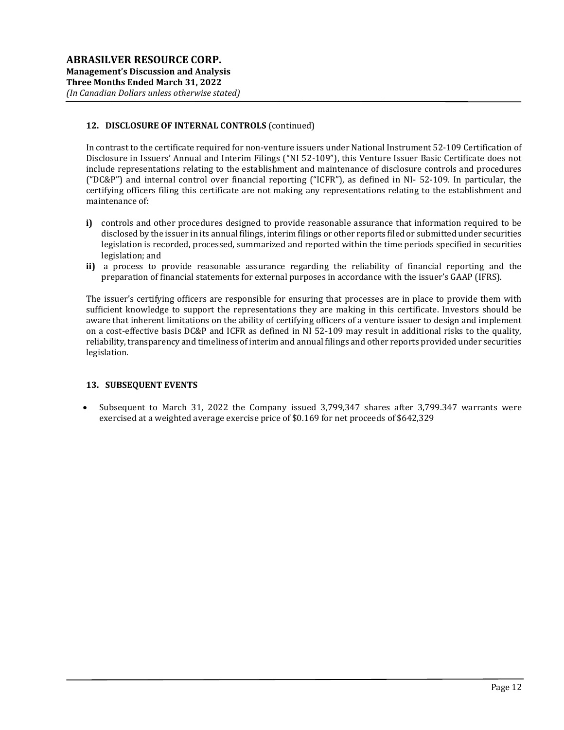## 12. DISCLOSURE OF INTERNAL CONTROLS (continued)

In contrast to the certificate required for non-venture issuers under National Instrument 52-109 Certification of Disclosure in Issuers' Annual and Interim Filings ("NI 52-109"), this Venture Issuer Basic Certificate does not include representations relating to the establishment and maintenance of disclosure controls and procedures ("DC&P") and internal control over financial reporting ("ICFR"), as defined in NI- 52-109. In particular, the certifying officers filing this certificate are not making any representations relating to the establishment and maintenance of:

- **i)** controls and other procedures designed to provide reasonable assurance that information required to be disclosed by the issuer in its annual filings, interim filings or other reports filed or submitted under securities legislation is recorded, processed, summarized and reported within the time periods specified in securities legislation; and
- **ii)** a process to provide reasonable assurance regarding the reliability of financial reporting and the preparation of financial statements for external purposes in accordance with the issuer's GAAP (IFRS).

The issuer's certifying officers are responsible for ensuring that processes are in place to provide them with sufficient knowledge to support the representations they are making in this certificate. Investors should be aware that inherent limitations on the ability of certifying officers of a venture issuer to design and implement on a cost-effective basis DC&P and ICFR as defined in NI 52-109 may result in additional risks to the quality, reliability, transparency and timeliness of interim and annual filings and other reports provided under securities legislation.

## 13. SUBSEQUENT EVENTS

- Subsequent to March 31, 2022 the Company issued 3,799,347 shares after 3,799.347 warrants were exercised at a weighted average exercise price of $0.169 for net proceeds of $642,329